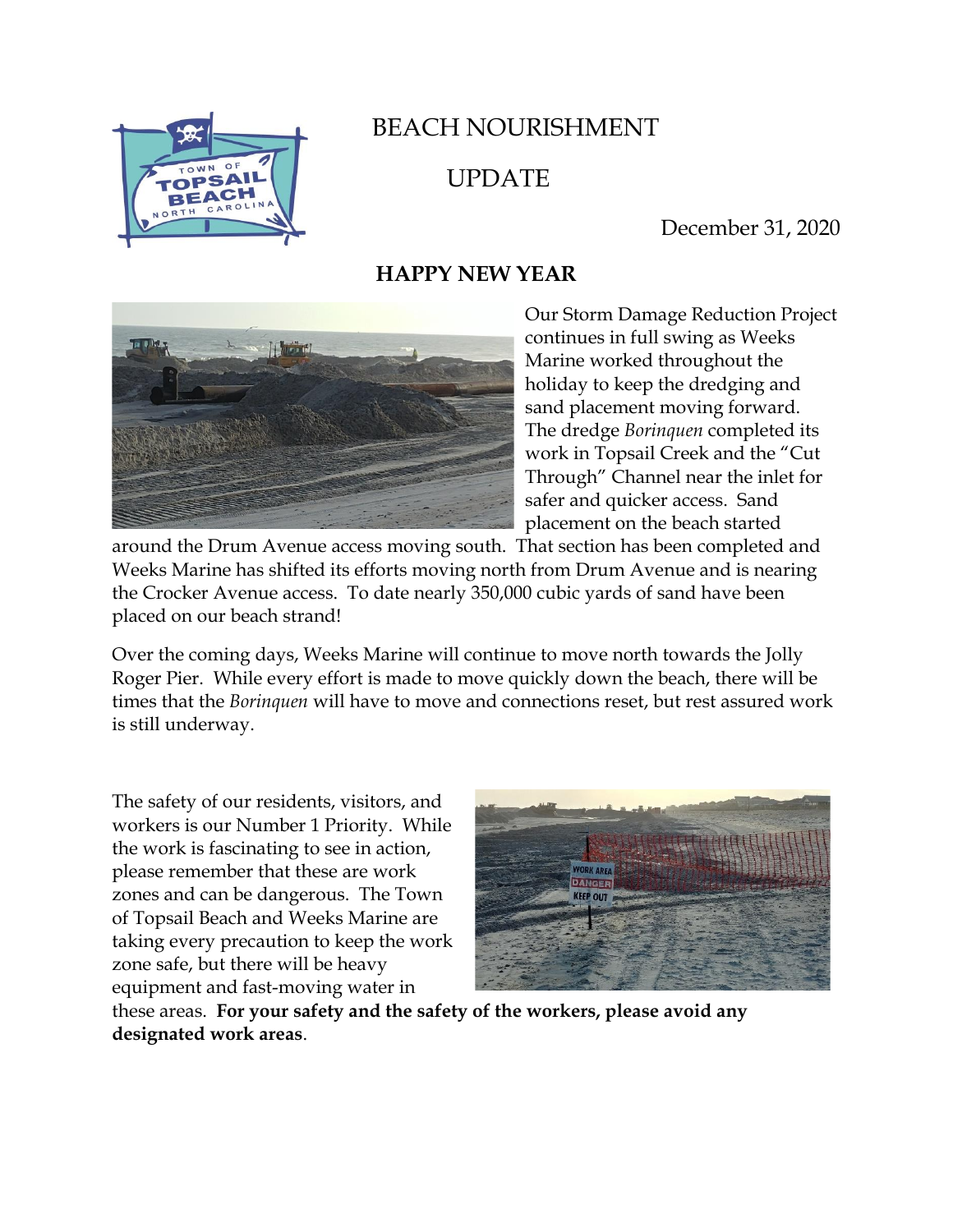# BEACH NOURISHMENT

# UPDATE

December 31, 2020

## HAPPY NEW YEAR

Our Storm Damage Reduction Project continues in full swing as Weeks Marine worked throughout the holiday to keep the dredging and sand placement moving forward. The dredge *Borinquen* completed its work in Topsail Creek and the "Cut Through" Channel near the inlet for safer and quicker access. Sand placement on the beach started around the Drum Avenue access moving south. That section has been completed and Weeks Marine has shifted its efforts moving north from Drum Avenue and is nearing the Crocker Avenue access. To date nearly 350,000 cubic yards of sand have been placed on our beach strand!

Over the coming days, Weeks Marine will continue to move north towards the Jolly Roger Pier. While every effort is made to move quickly down the beach, there will be times that the *Borinquen* will have to move and connections reset, but rest assured work is still underway.

The safety of our residents, visitors, and workers is our Number 1 Priority. While the work is fascinating to see in action, please remember that these are work zones and can be dangerous. The Town of Topsail Beach and Weeks Marine are taking every precaution to keep the work zone safe, but there will be heavy equipment and fast-moving water in these areas. **For your safety and the safety of the workers, please avoid any designated work areas**.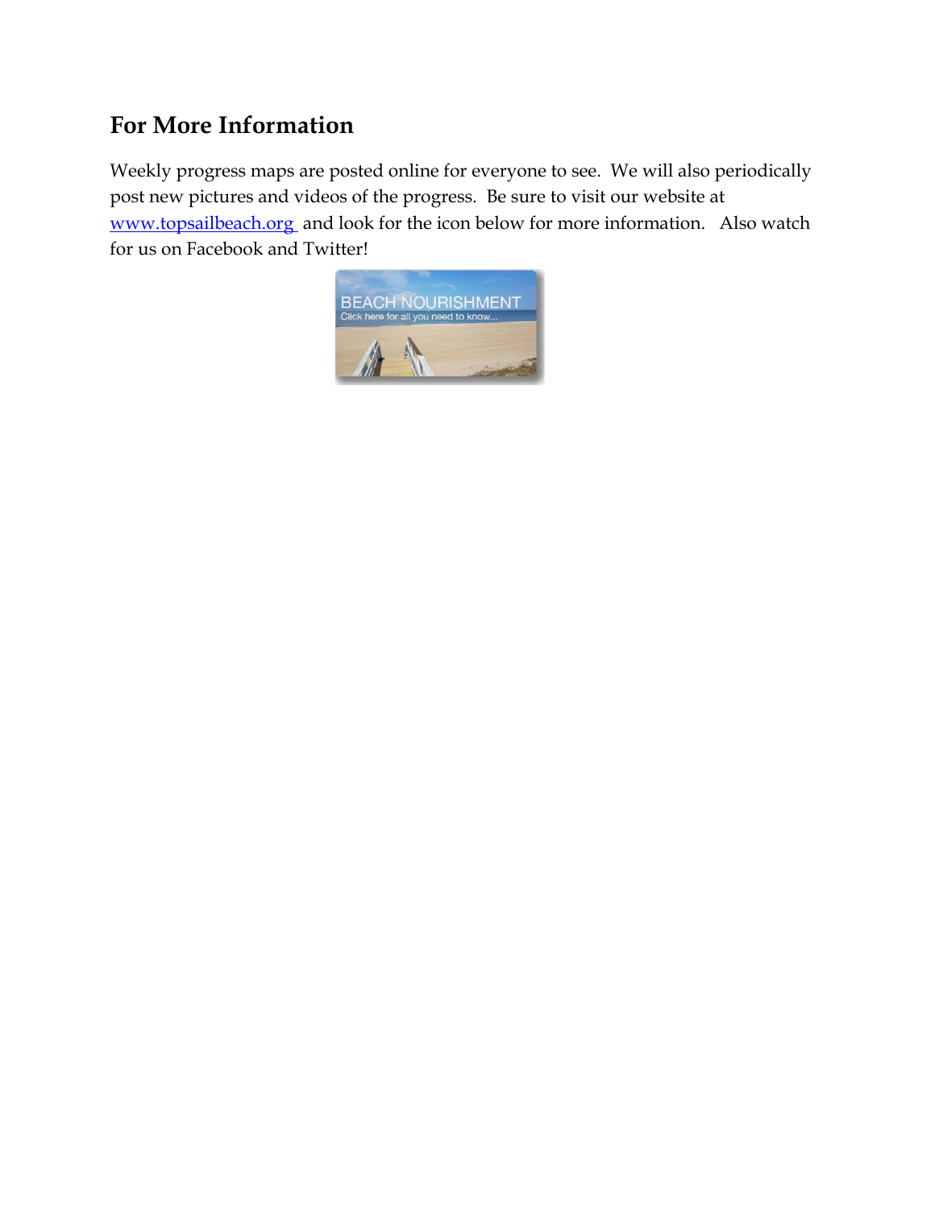## For More Information

Weekly progress maps are posted online for everyone to see. We will also periodically post new pictures and videos of the progress. Be sure to visit our website at [www.topsailbeach.org](http://www.topsailbeach.org) and look for the icon below for more information. Also watch for us on Facebook and Twitter!